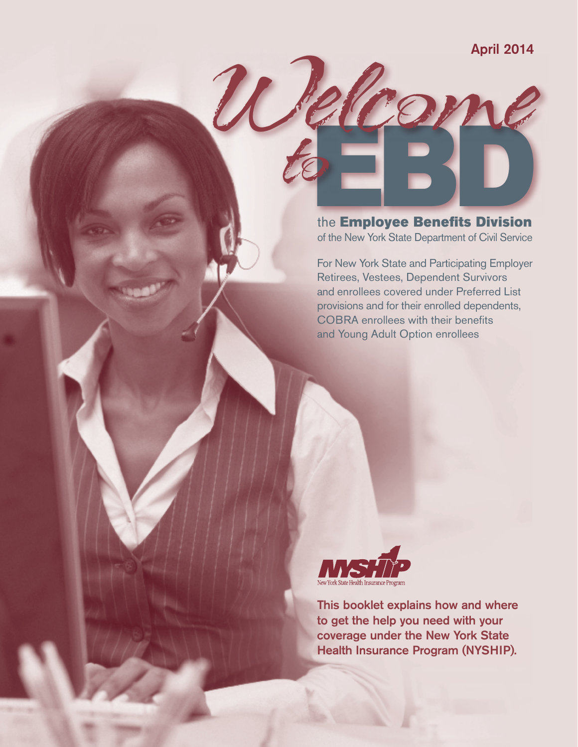April 2014

# Welcome to EBD

## the Employee Benefits Division

of the New York State Department of Civil Service

For New York State and Participating Employer Retirees, Vestees, Dependent Survivors and enrollees covered under Preferred List provisions and for their enrolled dependents, COBRA enrollees with their benefits and Young Adult Option enrollees

NYSHIP
New York State Health Insurance Program

**This booklet explains how and where to get the help you need with your coverage under the New York State Health Insurance Program (NYSHIP).**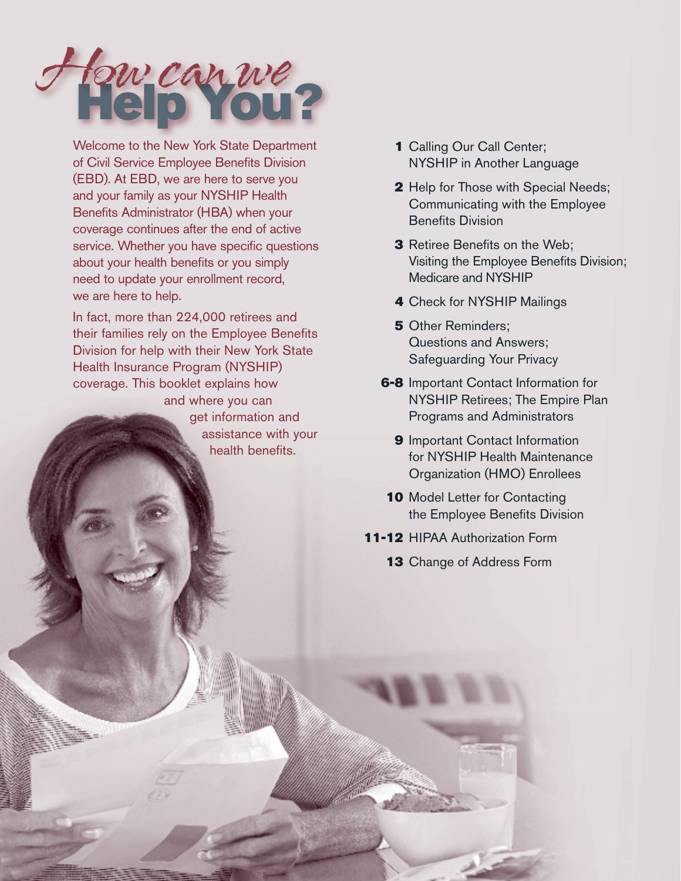# How can we Help You?

Welcome to the New York State Department of Civil Service Employee Benefits Division (EBD). At EBD, we are here to serve you and your family as your NYSHIP Health Benefits Administrator (HBA) when your coverage continues after the end of active service. Whether you have specific questions about your health benefits or you simply need to update your enrollment record, we are here to help.

In fact, more than 224,000 retirees and their families rely on the Employee Benefits Division for help with their New York State Health Insurance Program (NYSHIP) coverage. This booklet explains how and where you can get information and assistance with your health benefits.

**1** Calling Our Call Center; NYSHIP in Another Language

**2** Help for Those with Special Needs; Communicating with the Employee Benefits Division

**3** Retiree Benefits on the Web; Visiting the Employee Benefits Division; Medicare and NYSHIP

**4** Check for NYSHIP Mailings

**5** Other Reminders; Questions and Answers; Safeguarding Your Privacy

**6-8** Important Contact Information for NYSHIP Retirees; The Empire Plan Programs and Administrators

**9** Important Contact Information for NYSHIP Health Maintenance Organization (HMO) Enrollees

**10** Model Letter for Contacting the Employee Benefits Division

**11-12** HIPAA Authorization Form

**13** Change of Address Form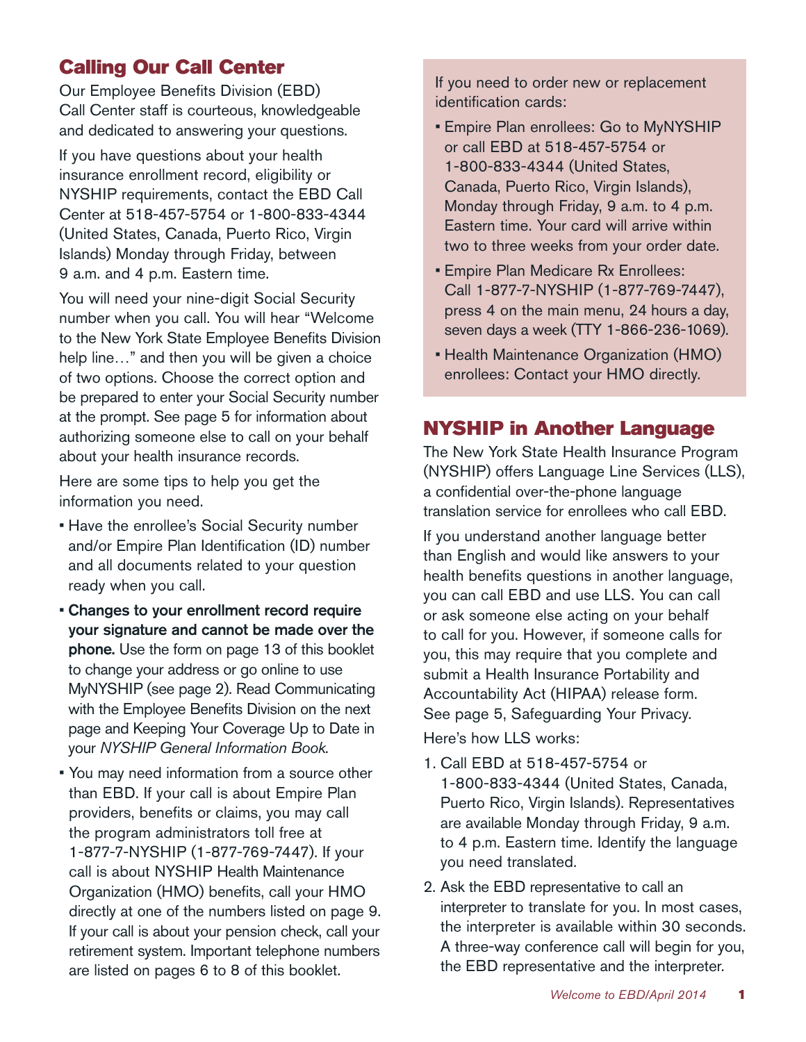## Calling Our Call Center

Our Employee Benefits Division (EBD) Call Center staff is courteous, knowledgeable and dedicated to answering your questions.

If you have questions about your health insurance enrollment record, eligibility or NYSHIP requirements, contact the EBD Call Center at 518-457-5754 or 1-800-833-4344 (United States, Canada, Puerto Rico, Virgin Islands) Monday through Friday, between 9 a.m. and 4 p.m. Eastern time.

You will need your nine-digit Social Security number when you call. You will hear "Welcome to the New York State Employee Benefits Division help line…" and then you will be given a choice of two options. Choose the correct option and be prepared to enter your Social Security number at the prompt. See page 5 for information about authorizing someone else to call on your behalf about your health insurance records.

Here are some tips to help you get the information you need.

- Have the enrollee's Social Security number and/or Empire Plan Identification (ID) number and all documents related to your question ready when you call.
- **Changes to your enrollment record require your signature and cannot be made over the phone.** Use the form on page 13 of this booklet to change your address or go online to use MyNYSHIP (see page 2). Read Communicating with the Employee Benefits Division on the next page and Keeping Your Coverage Up to Date in your *NYSHIP General Information Book*.
- You may need information from a source other than EBD. If your call is about Empire Plan providers, benefits or claims, you may call the program administrators toll free at 1-877-7-NYSHIP (1-877-769-7447). If your call is about NYSHIP Health Maintenance Organization (HMO) benefits, call your HMO directly at one of the numbers listed on page 9. If your call is about your pension check, call your retirement system. Important telephone numbers are listed on pages 6 to 8 of this booklet.

If you need to order new or replacement identification cards:

- Empire Plan enrollees: Go to MyNYSHIP or call EBD at 518-457-5754 or 1-800-833-4344 (United States, Canada, Puerto Rico, Virgin Islands), Monday through Friday, 9 a.m. to 4 p.m. Eastern time. Your card will arrive within two to three weeks from your order date.
- Empire Plan Medicare Rx Enrollees: Call 1-877-7-NYSHIP (1-877-769-7447), press 4 on the main menu, 24 hours a day, seven days a week (TTY 1-866-236-1069).
- Health Maintenance Organization (HMO) enrollees: Contact your HMO directly.

## NYSHIP in Another Language

The New York State Health Insurance Program (NYSHIP) offers Language Line Services (LLS), a confidential over-the-phone language translation service for enrollees who call EBD.

If you understand another language better than English and would like answers to your health benefits questions in another language, you can call EBD and use LLS. You can call or ask someone else acting on your behalf to call for you. However, if someone calls for you, this may require that you complete and submit a Health Insurance Portability and Accountability Act (HIPAA) release form. See page 5, Safeguarding Your Privacy.

Here's how LLS works:

1. Call EBD at 518-457-5754 or 1-800-833-4344 (United States, Canada, Puerto Rico, Virgin Islands). Representatives are available Monday through Friday, 9 a.m. to 4 p.m. Eastern time. Identify the language you need translated.
2. Ask the EBD representative to call an interpreter to translate for you. In most cases, the interpreter is available within 30 seconds. A three-way conference call will begin for you, the EBD representative and the interpreter.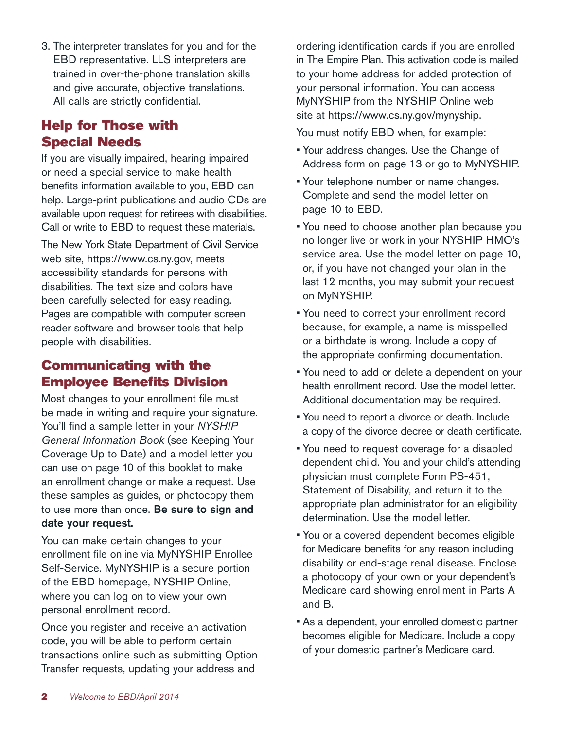3. The interpreter translates for you and for the EBD representative. LLS interpreters are trained in over-the-phone translation skills and give accurate, objective translations. All calls are strictly confidential.

## Help for Those with Special Needs

If you are visually impaired, hearing impaired or need a special service to make health benefits information available to you, EBD can help. Large-print publications and audio CDs are available upon request for retirees with disabilities. Call or write to EBD to request these materials.

The New York State Department of Civil Service web site, https://www.cs.ny.gov, meets accessibility standards for persons with disabilities. The text size and colors have been carefully selected for easy reading. Pages are compatible with computer screen reader software and browser tools that help people with disabilities.

## Communicating with the Employee Benefits Division

Most changes to your enrollment file must be made in writing and require your signature. You'll find a sample letter in your *NYSHIP General Information Book* (see Keeping Your Coverage Up to Date) and a model letter you can use on page 10 of this booklet to make an enrollment change or make a request. Use these samples as guides, or photocopy them to use more than once. **Be sure to sign and date your request.**

You can make certain changes to your enrollment file online via MyNYSHIP Enrollee Self-Service. MyNYSHIP is a secure portion of the EBD homepage, NYSHIP Online, where you can log on to view your own personal enrollment record.

Once you register and receive an activation code, you will be able to perform certain transactions online such as submitting Option Transfer requests, updating your address and ordering identification cards if you are enrolled in The Empire Plan. This activation code is mailed to your home address for added protection of your personal information. You can access MyNYSHIP from the NYSHIP Online web site at https://www.cs.ny.gov/mynyship.

You must notify EBD when, for example:

- Your address changes. Use the Change of Address form on page 13 or go to MyNYSHIP.
- Your telephone number or name changes. Complete and send the model letter on page 10 to EBD.
- You need to choose another plan because you no longer live or work in your NYSHIP HMO's service area. Use the model letter on page 10, or, if you have not changed your plan in the last 12 months, you may submit your request on MyNYSHIP.
- You need to correct your enrollment record because, for example, a name is misspelled or a birthdate is wrong. Include a copy of the appropriate confirming documentation.
- You need to add or delete a dependent on your health enrollment record. Use the model letter. Additional documentation may be required.
- You need to report a divorce or death. Include a copy of the divorce decree or death certificate.
- You need to request coverage for a disabled dependent child. You and your child's attending physician must complete Form PS-451, Statement of Disability, and return it to the appropriate plan administrator for an eligibility determination. Use the model letter.
- You or a covered dependent becomes eligible for Medicare benefits for any reason including disability or end-stage renal disease. Enclose a photocopy of your own or your dependent's Medicare card showing enrollment in Parts A and B.
- As a dependent, your enrolled domestic partner becomes eligible for Medicare. Include a copy of your domestic partner's Medicare card.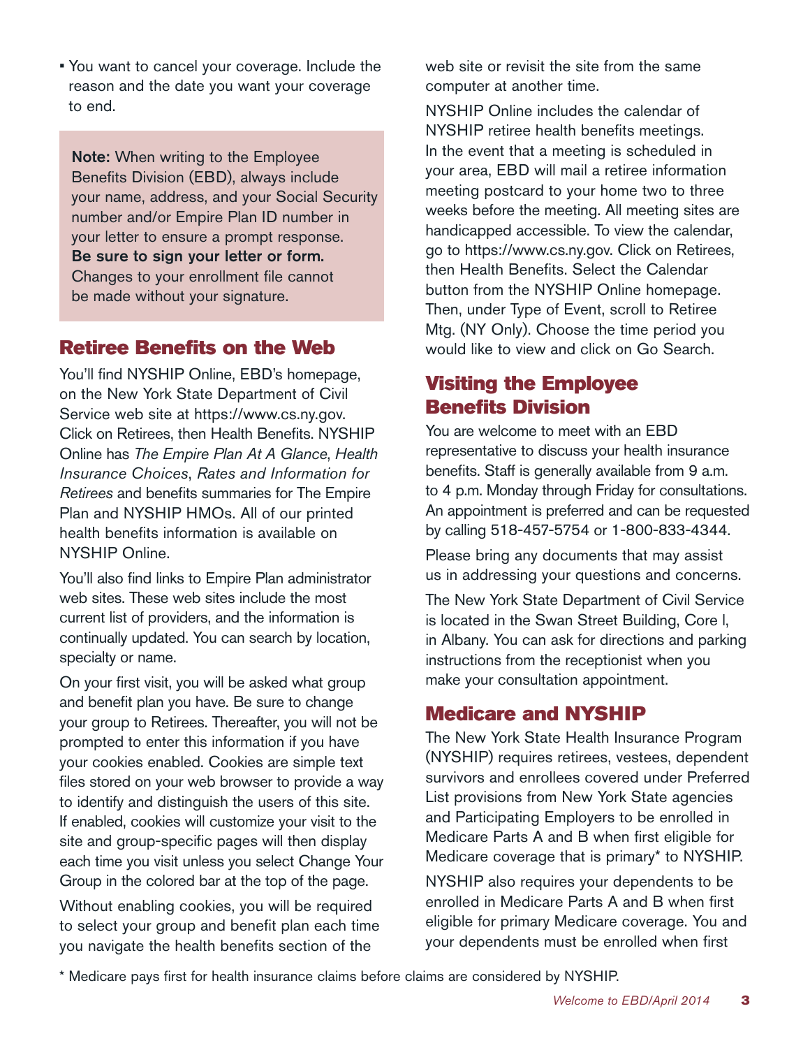- You want to cancel your coverage. Include the reason and the date you want your coverage to end.

**Note:** When writing to the Employee Benefits Division (EBD), always include your name, address, and your Social Security number and/or Empire Plan ID number in your letter to ensure a prompt response. **Be sure to sign your letter or form.** Changes to your enrollment file cannot be made without your signature.

## Retiree Benefits on the Web

You'll find NYSHIP Online, EBD's homepage, on the New York State Department of Civil Service web site at https://www.cs.ny.gov. Click on Retirees, then Health Benefits. NYSHIP Online has *The Empire Plan At A Glance*, *Health Insurance Choices*, *Rates and Information for Retirees* and benefits summaries for The Empire Plan and NYSHIP HMOs. All of our printed health benefits information is available on NYSHIP Online.

You'll also find links to Empire Plan administrator web sites. These web sites include the most current list of providers, and the information is continually updated. You can search by location, specialty or name.

On your first visit, you will be asked what group and benefit plan you have. Be sure to change your group to Retirees. Thereafter, you will not be prompted to enter this information if you have your cookies enabled. Cookies are simple text files stored on your web browser to provide a way to identify and distinguish the users of this site. If enabled, cookies will customize your visit to the site and group-specific pages will then display each time you visit unless you select Change Your Group in the colored bar at the top of the page.

Without enabling cookies, you will be required to select your group and benefit plan each time you navigate the health benefits section of the web site or revisit the site from the same computer at another time.

NYSHIP Online includes the calendar of NYSHIP retiree health benefits meetings. In the event that a meeting is scheduled in your area, EBD will mail a retiree information meeting postcard to your home two to three weeks before the meeting. All meeting sites are handicapped accessible. To view the calendar, go to https://www.cs.ny.gov. Click on Retirees, then Health Benefits. Select the Calendar button from the NYSHIP Online homepage. Then, under Type of Event, scroll to Retiree Mtg. (NY Only). Choose the time period you would like to view and click on Go Search.

## Visiting the Employee Benefits Division

You are welcome to meet with an EBD representative to discuss your health insurance benefits. Staff is generally available from 9 a.m. to 4 p.m. Monday through Friday for consultations. An appointment is preferred and can be requested by calling 518-457-5754 or 1-800-833-4344.

Please bring any documents that may assist us in addressing your questions and concerns.

The New York State Department of Civil Service is located in the Swan Street Building, Core I, in Albany. You can ask for directions and parking instructions from the receptionist when you make your consultation appointment.

## Medicare and NYSHIP

The New York State Health Insurance Program (NYSHIP) requires retirees, vestees, dependent survivors and enrollees covered under Preferred List provisions from New York State agencies and Participating Employers to be enrolled in Medicare Parts A and B when first eligible for Medicare coverage that is primary* to NYSHIP.

NYSHIP also requires your dependents to be enrolled in Medicare Parts A and B when first eligible for primary Medicare coverage. You and your dependents must be enrolled when first

\* Medicare pays first for health insurance claims before claims are considered by NYSHIP.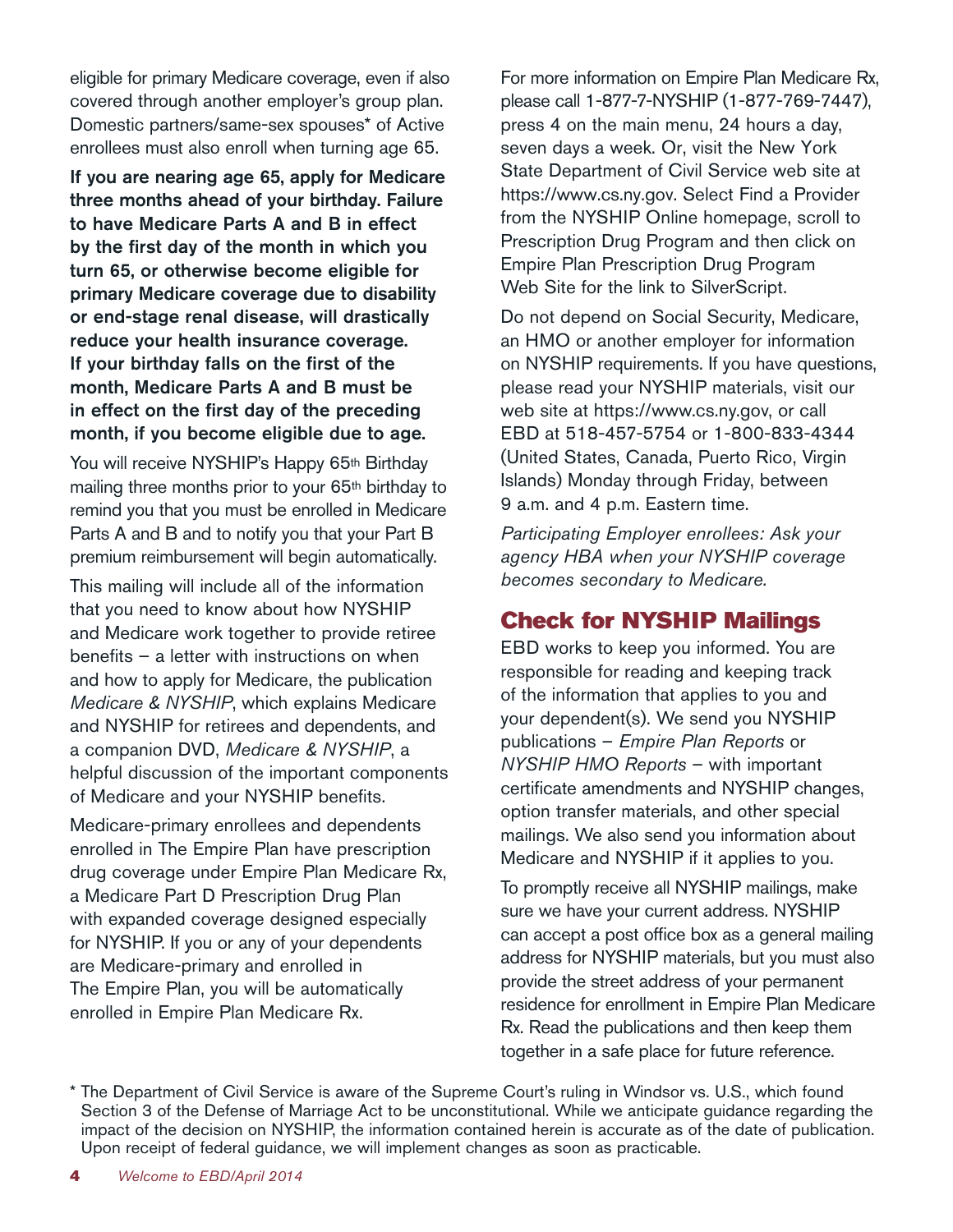eligible for primary Medicare coverage, even if also covered through another employer's group plan. Domestic partners/same-sex spouses* of Active enrollees must also enroll when turning age 65.

**If you are nearing age 65, apply for Medicare three months ahead of your birthday. Failure to have Medicare Parts A and B in effect by the first day of the month in which you turn 65, or otherwise become eligible for primary Medicare coverage due to disability or end-stage renal disease, will drastically reduce your health insurance coverage. If your birthday falls on the first of the month, Medicare Parts A and B must be in effect on the first day of the preceding month, if you become eligible due to age.**

You will receive NYSHIP's Happy 65th Birthday mailing three months prior to your 65th birthday to remind you that you must be enrolled in Medicare Parts A and B and to notify you that your Part B premium reimbursement will begin automatically.

This mailing will include all of the information that you need to know about how NYSHIP and Medicare work together to provide retiree benefits – a letter with instructions on when and how to apply for Medicare, the publication *Medicare & NYSHIP*, which explains Medicare and NYSHIP for retirees and dependents, and a companion DVD, *Medicare & NYSHIP*, a helpful discussion of the important components of Medicare and your NYSHIP benefits.

Medicare-primary enrollees and dependents enrolled in The Empire Plan have prescription drug coverage under Empire Plan Medicare Rx, a Medicare Part D Prescription Drug Plan with expanded coverage designed especially for NYSHIP. If you or any of your dependents are Medicare-primary and enrolled in The Empire Plan, you will be automatically enrolled in Empire Plan Medicare Rx.

For more information on Empire Plan Medicare Rx, please call 1-877-7-NYSHIP (1-877-769-7447), press 4 on the main menu, 24 hours a day, seven days a week. Or, visit the New York State Department of Civil Service web site at https://www.cs.ny.gov. Select Find a Provider from the NYSHIP Online homepage, scroll to Prescription Drug Program and then click on Empire Plan Prescription Drug Program Web Site for the link to SilverScript.

Do not depend on Social Security, Medicare, an HMO or another employer for information on NYSHIP requirements. If you have questions, please read your NYSHIP materials, visit our web site at https://www.cs.ny.gov, or call EBD at 518-457-5754 or 1-800-833-4344 (United States, Canada, Puerto Rico, Virgin Islands) Monday through Friday, between 9 a.m. and 4 p.m. Eastern time.

*Participating Employer enrollees: Ask your agency HBA when your NYSHIP coverage becomes secondary to Medicare.*

## Check for NYSHIP Mailings

EBD works to keep you informed. You are responsible for reading and keeping track of the information that applies to you and your dependent(s). We send you NYSHIP publications – *Empire Plan Reports* or *NYSHIP HMO Reports* – with important certificate amendments and NYSHIP changes, option transfer materials, and other special mailings. We also send you information about Medicare and NYSHIP if it applies to you.

To promptly receive all NYSHIP mailings, make sure we have your current address. NYSHIP can accept a post office box as a general mailing address for NYSHIP materials, but you must also provide the street address of your permanent residence for enrollment in Empire Plan Medicare Rx. Read the publications and then keep them together in a safe place for future reference.

* The Department of Civil Service is aware of the Supreme Court's ruling in Windsor vs. U.S., which found Section 3 of the Defense of Marriage Act to be unconstitutional. While we anticipate guidance regarding the impact of the decision on NYSHIP, the information contained herein is accurate as of the date of publication. Upon receipt of federal guidance, we will implement changes as soon as practicable.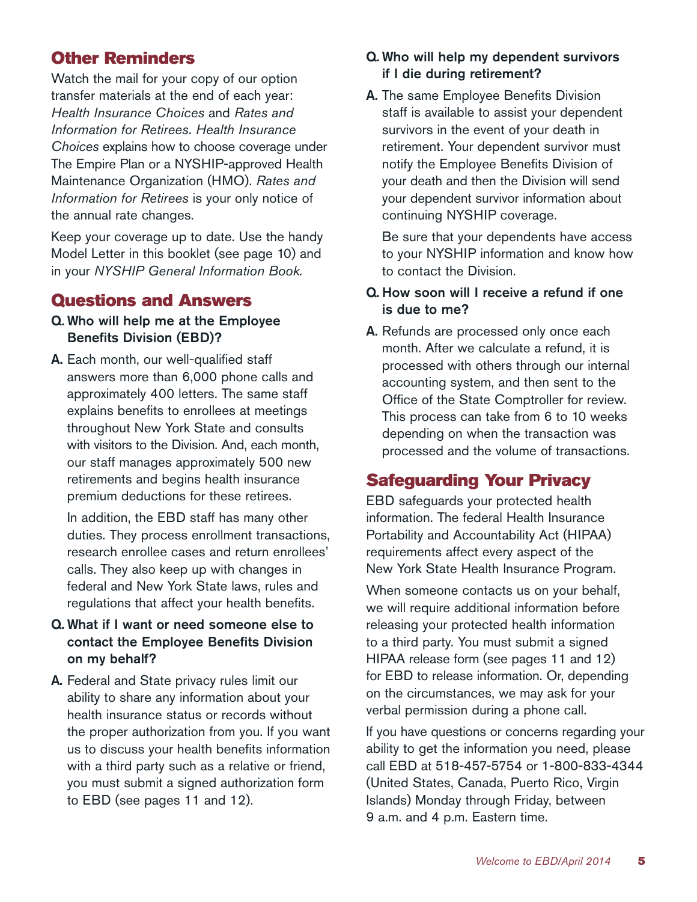## Other Reminders

Watch the mail for your copy of our option transfer materials at the end of each year: *Health Insurance Choices* and *Rates and Information for Retirees*. *Health Insurance Choices* explains how to choose coverage under The Empire Plan or a NYSHIP-approved Health Maintenance Organization (HMO). *Rates and Information for Retirees* is your only notice of the annual rate changes.

Keep your coverage up to date. Use the handy Model Letter in this booklet (see page 10) and in your *NYSHIP General Information Book.*

## Questions and Answers

**Q. Who will help me at the Employee Benefits Division (EBD)?**

**A.** Each month, our well-qualified staff answers more than 6,000 phone calls and approximately 400 letters. The same staff explains benefits to enrollees at meetings throughout New York State and consults with visitors to the Division. And, each month, our staff manages approximately 500 new retirements and begins health insurance premium deductions for these retirees.

In addition, the EBD staff has many other duties. They process enrollment transactions, research enrollee cases and return enrollees' calls. They also keep up with changes in federal and New York State laws, rules and regulations that affect your health benefits.

**Q. What if I want or need someone else to contact the Employee Benefits Division on my behalf?**

**A.** Federal and State privacy rules limit our ability to share any information about your health insurance status or records without the proper authorization from you. If you want us to discuss your health benefits information with a third party such as a relative or friend, you must submit a signed authorization form to EBD (see pages 11 and 12).

**Q. Who will help my dependent survivors if I die during retirement?**

**A.** The same Employee Benefits Division staff is available to assist your dependent survivors in the event of your death in retirement. Your dependent survivor must notify the Employee Benefits Division of your death and then the Division will send your dependent survivor information about continuing NYSHIP coverage.

Be sure that your dependents have access to your NYSHIP information and know how to contact the Division.

**Q. How soon will I receive a refund if one is due to me?**

**A.** Refunds are processed only once each month. After we calculate a refund, it is processed with others through our internal accounting system, and then sent to the Office of the State Comptroller for review. This process can take from 6 to 10 weeks depending on when the transaction was processed and the volume of transactions.

## Safeguarding Your Privacy

EBD safeguards your protected health information. The federal Health Insurance Portability and Accountability Act (HIPAA) requirements affect every aspect of the New York State Health Insurance Program.

When someone contacts us on your behalf, we will require additional information before releasing your protected health information to a third party. You must submit a signed HIPAA release form (see pages 11 and 12) for EBD to release information. Or, depending on the circumstances, we may ask for your verbal permission during a phone call.

If you have questions or concerns regarding your ability to get the information you need, please call EBD at 518-457-5754 or 1-800-833-4344 (United States, Canada, Puerto Rico, Virgin Islands) Monday through Friday, between 9 a.m. and 4 p.m. Eastern time.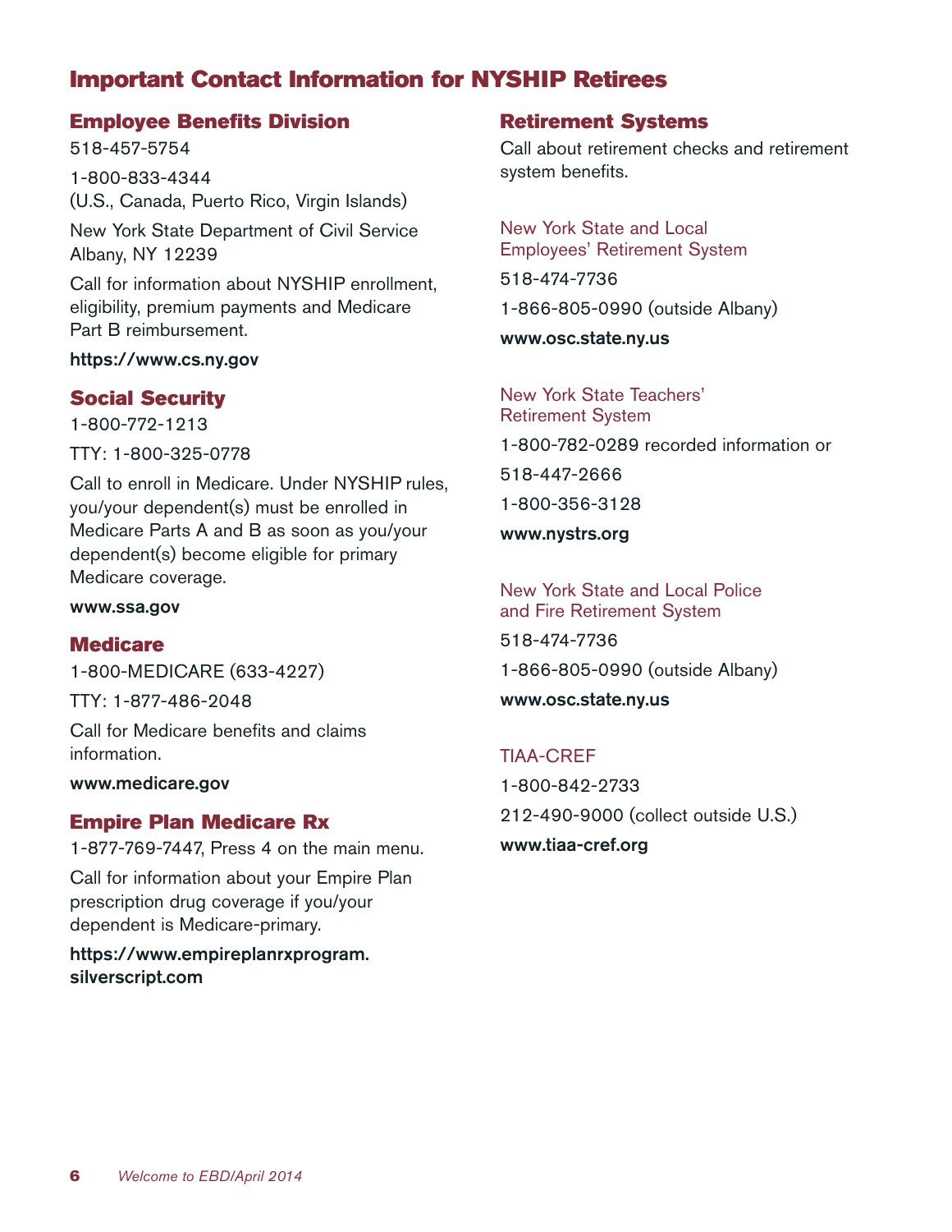# Important Contact Information for NYSHIP Retirees

## Employee Benefits Division

518-457-5754

1-800-833-4344
(U.S., Canada, Puerto Rico, Virgin Islands)

New York State Department of Civil Service
Albany, NY 12239

Call for information about NYSHIP enrollment, eligibility, premium payments and Medicare Part B reimbursement.

**https://www.cs.ny.gov**

## Social Security

1-800-772-1213

TTY: 1-800-325-0778

Call to enroll in Medicare. Under NYSHIP rules, you/your dependent(s) must be enrolled in Medicare Parts A and B as soon as you/your dependent(s) become eligible for primary Medicare coverage.

**www.ssa.gov**

## Medicare

1-800-MEDICARE (633-4227)

TTY: 1-877-486-2048

Call for Medicare benefits and claims information.

**www.medicare.gov**

## Empire Plan Medicare Rx

1-877-769-7447, Press 4 on the main menu.

Call for information about your Empire Plan prescription drug coverage if you/your dependent is Medicare-primary.

**https://www.empireplanrxprogram.silverscript.com**

## Retirement Systems

Call about retirement checks and retirement system benefits.

### New York State and Local Employees' Retirement System

518-474-7736

1-866-805-0990 (outside Albany)

**www.osc.state.ny.us**

### New York State Teachers' Retirement System

1-800-782-0289 recorded information or

518-447-2666

1-800-356-3128

**www.nystrs.org**

### New York State and Local Police and Fire Retirement System

518-474-7736

1-866-805-0990 (outside Albany)

**www.osc.state.ny.us**

### TIAA-CREF

1-800-842-2733

212-490-9000 (collect outside U.S.)

**www.tiaa-cref.org**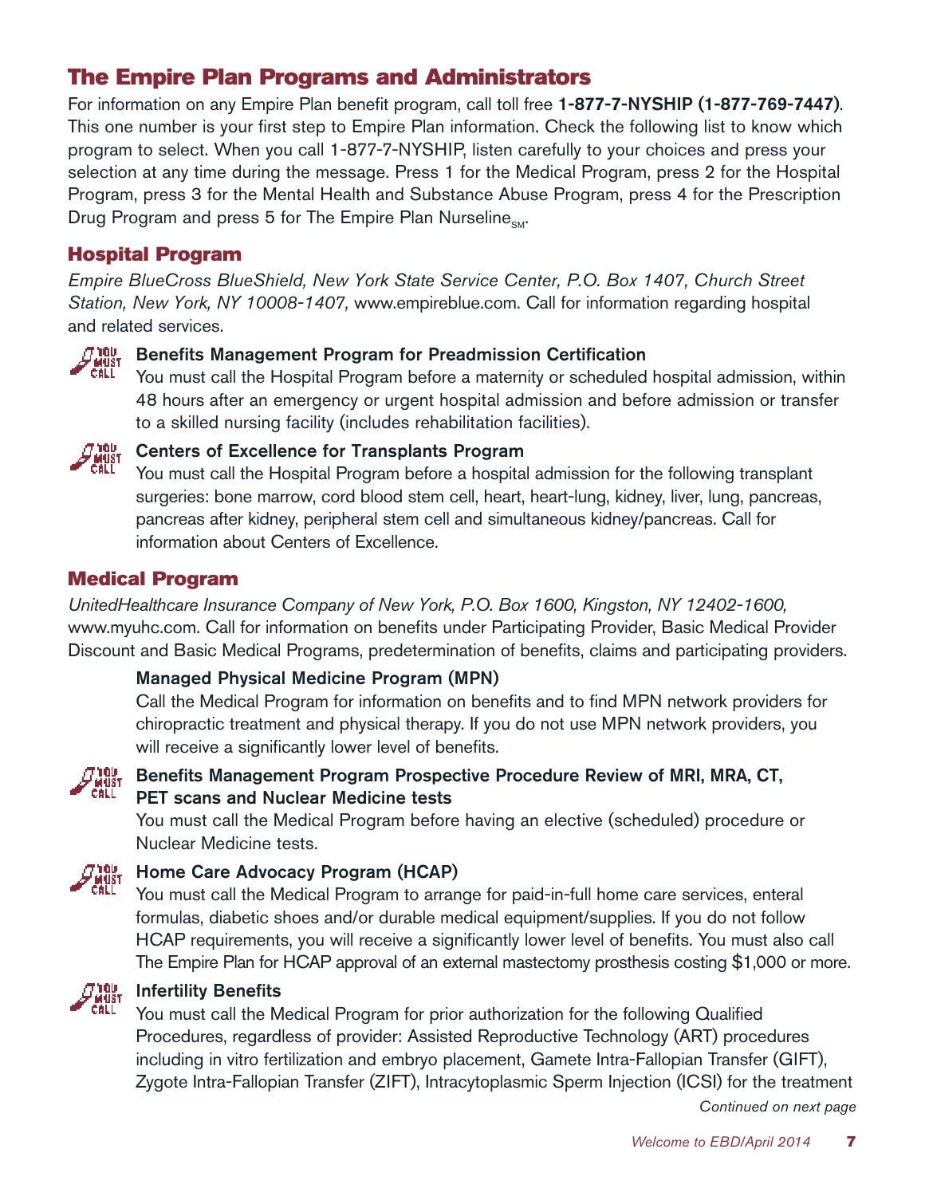## The Empire Plan Programs and Administrators

For information on any Empire Plan benefit program, call toll free **1-877-7-NYSHIP (1-877-769-7447)**. This one number is your first step to Empire Plan information. Check the following list to know which program to select. When you call 1-877-7-NYSHIP, listen carefully to your choices and press your selection at any time during the message. Press 1 for the Medical Program, press 2 for the Hospital Program, press 3 for the Mental Health and Substance Abuse Program, press 4 for the Prescription Drug Program and press 5 for The Empire Plan Nurseline℠.

### Hospital Program

*Empire BlueCross BlueShield, New York State Service Center, P.O. Box 1407, Church Street Station, New York, NY 10008-1407,* www.empireblue.com. Call for information regarding hospital and related services.

**Benefits Management Program for Preadmission Certification**
You must call the Hospital Program before a maternity or scheduled hospital admission, within 48 hours after an emergency or urgent hospital admission and before admission or transfer to a skilled nursing facility (includes rehabilitation facilities).

**Centers of Excellence for Transplants Program**
You must call the Hospital Program before a hospital admission for the following transplant surgeries: bone marrow, cord blood stem cell, heart, heart-lung, kidney, liver, lung, pancreas, pancreas after kidney, peripheral stem cell and simultaneous kidney/pancreas. Call for information about Centers of Excellence.

### Medical Program

*UnitedHealthcare Insurance Company of New York, P.O. Box 1600, Kingston, NY 12402-1600,* www.myuhc.com. Call for information on benefits under Participating Provider, Basic Medical Provider Discount and Basic Medical Programs, predetermination of benefits, claims and participating providers.

**Managed Physical Medicine Program (MPN)**
Call the Medical Program for information on benefits and to find MPN network providers for chiropractic treatment and physical therapy. If you do not use MPN network providers, you will receive a significantly lower level of benefits.

**Benefits Management Program Prospective Procedure Review of MRI, MRA, CT, PET scans and Nuclear Medicine tests**
You must call the Medical Program before having an elective (scheduled) procedure or Nuclear Medicine tests.

**Home Care Advocacy Program (HCAP)**
You must call the Medical Program to arrange for paid-in-full home care services, enteral formulas, diabetic shoes and/or durable medical equipment/supplies. If you do not follow HCAP requirements, you will receive a significantly lower level of benefits. You must also call The Empire Plan for HCAP approval of an external mastectomy prosthesis costing $1,000 or more.

**Infertility Benefits**
You must call the Medical Program for prior authorization for the following Qualified Procedures, regardless of provider: Assisted Reproductive Technology (ART) procedures including in vitro fertilization and embryo placement, Gamete Intra-Fallopian Transfer (GIFT), Zygote Intra-Fallopian Transfer (ZIFT), Intracytoplasmic Sperm Injection (ICSI) for the treatment

*Continued on next page*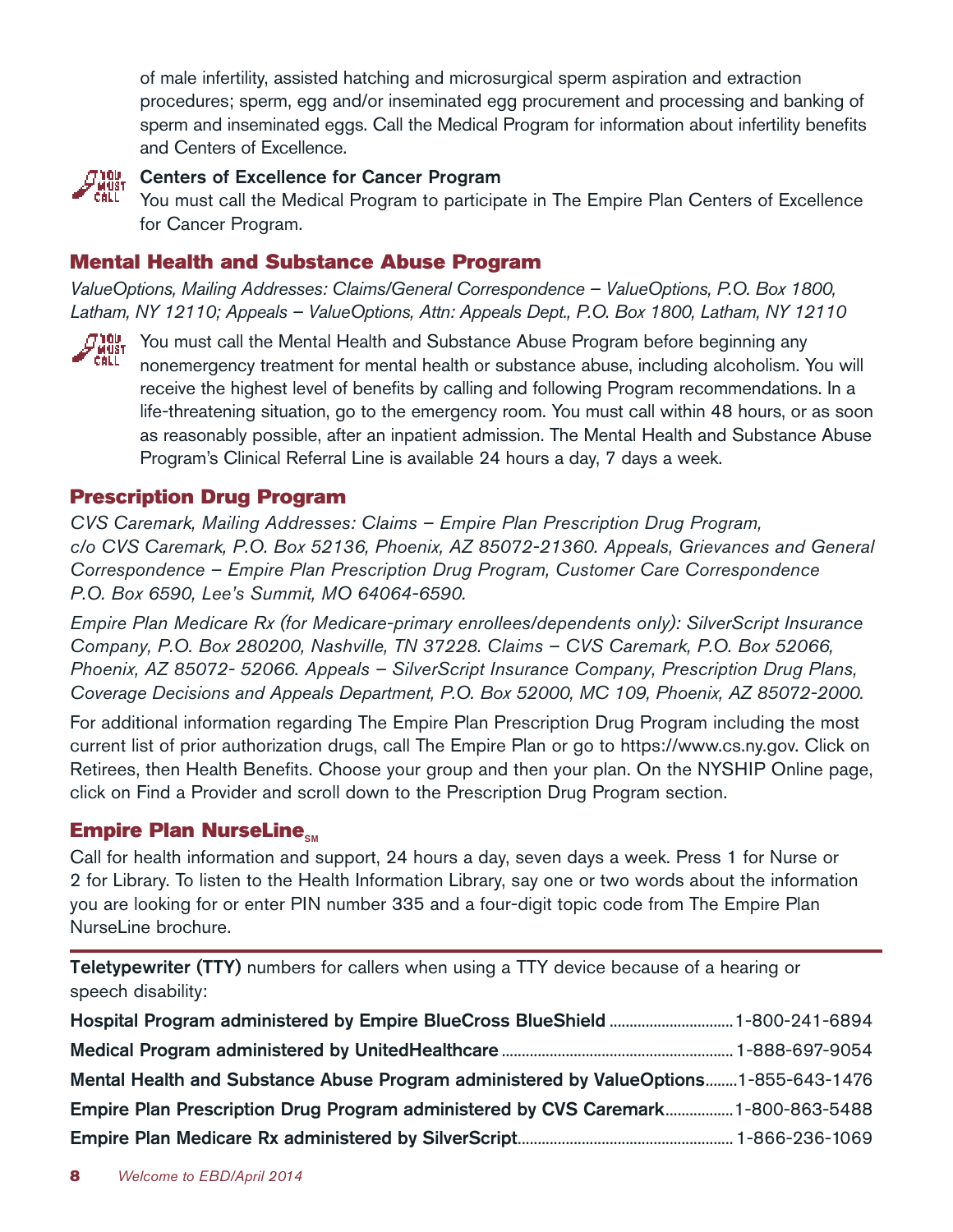of male infertility, assisted hatching and microsurgical sperm aspiration and extraction procedures; sperm, egg and/or inseminated egg procurement and processing and banking of sperm and inseminated eggs. Call the Medical Program for information about infertility benefits and Centers of Excellence.

**Centers of Excellence for Cancer Program**

You must call the Medical Program to participate in The Empire Plan Centers of Excellence for Cancer Program.

## Mental Health and Substance Abuse Program

*ValueOptions, Mailing Addresses: Claims/General Correspondence – ValueOptions, P.O. Box 1800, Latham, NY 12110; Appeals – ValueOptions, Attn: Appeals Dept., P.O. Box 1800, Latham, NY 12110*

You must call the Mental Health and Substance Abuse Program before beginning any nonemergency treatment for mental health or substance abuse, including alcoholism. You will receive the highest level of benefits by calling and following Program recommendations. In a life-threatening situation, go to the emergency room. You must call within 48 hours, or as soon as reasonably possible, after an inpatient admission. The Mental Health and Substance Abuse Program's Clinical Referral Line is available 24 hours a day, 7 days a week.

## Prescription Drug Program

*CVS Caremark, Mailing Addresses: Claims – Empire Plan Prescription Drug Program, c/o CVS Caremark, P.O. Box 52136, Phoenix, AZ 85072-21360. Appeals, Grievances and General Correspondence – Empire Plan Prescription Drug Program, Customer Care Correspondence P.O. Box 6590, Lee's Summit, MO 64064-6590.*

*Empire Plan Medicare Rx (for Medicare-primary enrollees/dependents only): SilverScript Insurance Company, P.O. Box 280200, Nashville, TN 37228. Claims – CVS Caremark, P.O. Box 52066, Phoenix, AZ 85072- 52066. Appeals – SilverScript Insurance Company, Prescription Drug Plans, Coverage Decisions and Appeals Department, P.O. Box 52000, MC 109, Phoenix, AZ 85072-2000.*

For additional information regarding The Empire Plan Prescription Drug Program including the most current list of prior authorization drugs, call The Empire Plan or go to https://www.cs.ny.gov. Click on Retirees, then Health Benefits. Choose your group and then your plan. On the NYSHIP Online page, click on Find a Provider and scroll down to the Prescription Drug Program section.

## Empire Plan NurseLine[SM]

Call for health information and support, 24 hours a day, seven days a week. Press 1 for Nurse or 2 for Library. To listen to the Health Information Library, say one or two words about the information you are looking for or enter PIN number 335 and a four-digit topic code from The Empire Plan NurseLine brochure.

---

**Teletypewriter (TTY)** numbers for callers when using a TTY device because of a hearing or speech disability:

**Hospital Program administered by Empire BlueCross BlueShield** .......... 1-800-241-6894

**Medical Program administered by UnitedHealthcare** .......... 1-888-697-9054

**Mental Health and Substance Abuse Program administered by ValueOptions** .......... 1-855-643-1476

**Empire Plan Prescription Drug Program administered by CVS Caremark** .......... 1-800-863-5488

**Empire Plan Medicare Rx administered by SilverScript** .......... 1-866-236-1069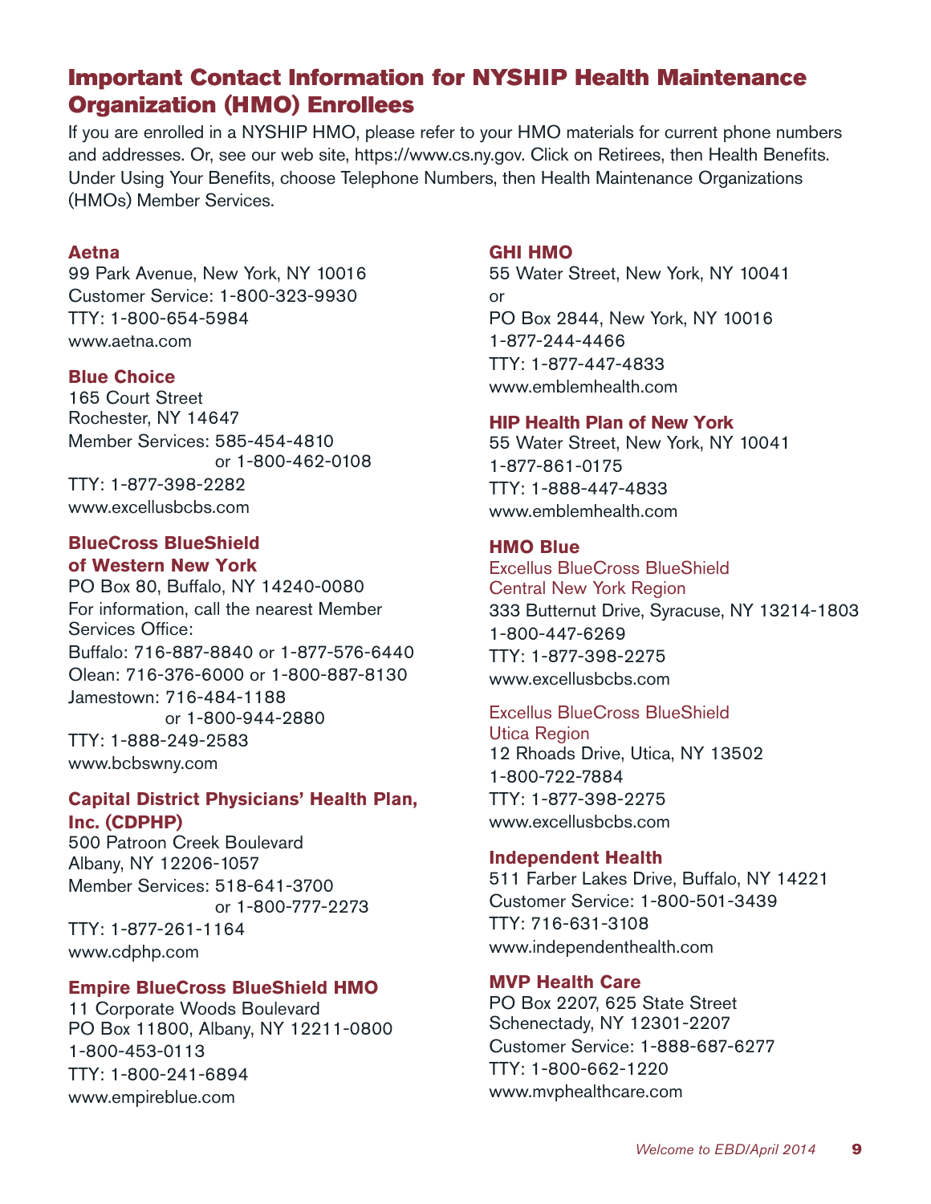## Important Contact Information for NYSHIP Health Maintenance Organization (HMO) Enrollees

If you are enrolled in a NYSHIP HMO, please refer to your HMO materials for current phone numbers and addresses. Or, see our web site, https://www.cs.ny.gov. Click on Retirees, then Health Benefits. Under Using Your Benefits, choose Telephone Numbers, then Health Maintenance Organizations (HMOs) Member Services.

**Aetna**
99 Park Avenue, New York, NY 10016
Customer Service: 1-800-323-9930
TTY: 1-800-654-5984
www.aetna.com

**Blue Choice**
165 Court Street
Rochester, NY 14647
Member Services: 585-454-4810
or 1-800-462-0108
TTY: 1-877-398-2282
www.excellusbcbs.com

**BlueCross BlueShield of Western New York**
PO Box 80, Buffalo, NY 14240-0080
For information, call the nearest Member Services Office:
Buffalo: 716-887-8840 or 1-877-576-6440
Olean: 716-376-6000 or 1-800-887-8130
Jamestown: 716-484-1188
or 1-800-944-2880
TTY: 1-888-249-2583
www.bcbswny.com

**Capital District Physicians' Health Plan, Inc. (CDPHP)**
500 Patroon Creek Boulevard
Albany, NY 12206-1057
Member Services: 518-641-3700
or 1-800-777-2273
TTY: 1-877-261-1164
www.cdphp.com

**Empire BlueCross BlueShield HMO**
11 Corporate Woods Boulevard
PO Box 11800, Albany, NY 12211-0800
1-800-453-0113
TTY: 1-800-241-6894
www.empireblue.com

**GHI HMO**
55 Water Street, New York, NY 10041
or
PO Box 2844, New York, NY 10016
1-877-244-4466
TTY: 1-877-447-4833
www.emblemhealth.com

**HIP Health Plan of New York**
55 Water Street, New York, NY 10041
1-877-861-0175
TTY: 1-888-447-4833
www.emblemhealth.com

**HMO Blue**

Excellus BlueCross BlueShield
Central New York Region
333 Butternut Drive, Syracuse, NY 13214-1803
1-800-447-6269
TTY: 1-877-398-2275
www.excellusbcbs.com

Excellus BlueCross BlueShield
Utica Region
12 Rhoads Drive, Utica, NY 13502
1-800-722-7884
TTY: 1-877-398-2275
www.excellusbcbs.com

**Independent Health**
511 Farber Lakes Drive, Buffalo, NY 14221
Customer Service: 1-800-501-3439
TTY: 716-631-3108
www.independenthealth.com

**MVP Health Care**
PO Box 2207, 625 State Street
Schenectady, NY 12301-2207
Customer Service: 1-888-687-6277
TTY: 1-800-662-1220
www.mvphealthcare.com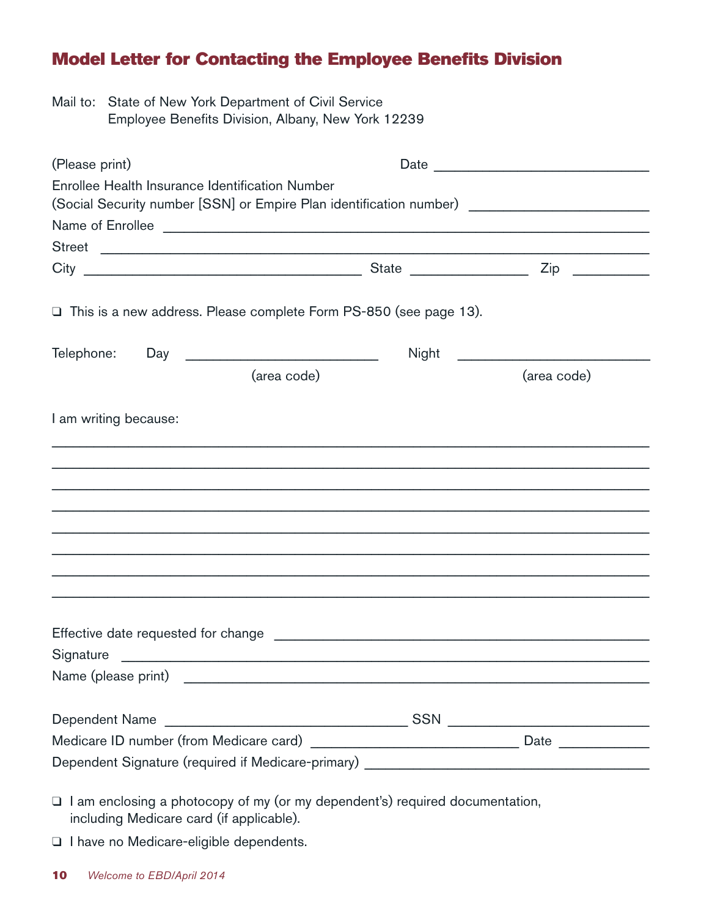## Model Letter for Contacting the Employee Benefits Division

Mail to: State of New York Department of Civil Service
Employee Benefits Division, Albany, New York 12239

(Please print) Date ____________________________

Enrollee Health Insurance Identification Number
(Social Security number [SSN] or Empire Plan identification number) ________________________

Name of Enrollee ________________________________________________________________

Street __________________________________________________________________________

City ____________________________________ State ________________ Zip __________

❑ This is a new address. Please complete Form PS-850 (see page 13).

Telephone: Day __________________________ Night __________________________
(area code) (area code)

I am writing because:

__________________________________________________________________________________

__________________________________________________________________________________

__________________________________________________________________________________

__________________________________________________________________________________

__________________________________________________________________________________

__________________________________________________________________________________

__________________________________________________________________________________

__________________________________________________________________________________

Effective date requested for change ___________________________________________________

Signature ________________________________________________________________________

Name (please print) _______________________________________________________________

Dependent Name ________________________________ SSN __________________________

Medicare ID number (from Medicare card) ____________________________ Date ____________

Dependent Signature (required if Medicare-primary) _____________________________________

❑ I am enclosing a photocopy of my (or my dependent's) required documentation, including Medicare card (if applicable).

❑ I have no Medicare-eligible dependents.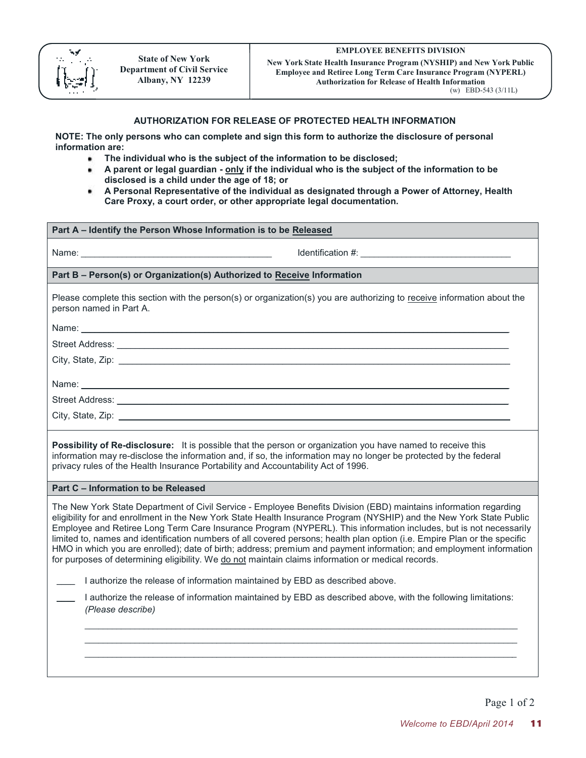State of New York
Department of Civil Service
Albany, NY 12239

**EMPLOYEE BENEFITS DIVISION**
**New York State Health Insurance Program (NYSHIP) and New York Public Employee and Retiree Long Term Care Insurance Program (NYPERL) Authorization for Release of Health Information**
(w) EBD-543 (3/11L)

## AUTHORIZATION FOR RELEASE OF PROTECTED HEALTH INFORMATION

**NOTE: The only persons who can complete and sign this form to authorize the disclosure of personal information are:**

- **The individual who is the subject of the information to be disclosed;**
- **A parent or legal guardian - only if the individual who is the subject of the information to be disclosed is a child under the age of 18; or**
- **A Personal Representative of the individual as designated through a Power of Attorney, Health Care Proxy, a court order, or other appropriate legal documentation.**

### Part A – Identify the Person Whose Information is to be Released

Name: ______________________________________ Identification #: ______________________________

### Part B – Person(s) or Organization(s) Authorized to Receive Information

Please complete this section with the person(s) or organization(s) you are authorizing to receive information about the person named in Part A.

Name: ______________________________________

Street Address: ______________________________________

City, State, Zip: ______________________________________

Name: ______________________________________

Street Address: ______________________________________

City, State, Zip: ______________________________________

**Possibility of Re-disclosure:** It is possible that the person or organization you have named to receive this information may re-disclose the information and, if so, the information may no longer be protected by the federal privacy rules of the Health Insurance Portability and Accountability Act of 1996.

### Part C – Information to be Released

The New York State Department of Civil Service - Employee Benefits Division (EBD) maintains information regarding eligibility for and enrollment in the New York State Health Insurance Program (NYSHIP) and the New York State Public Employee and Retiree Long Term Care Insurance Program (NYPERL). This information includes, but is not necessarily limited to, names and identification numbers of all covered persons; health plan option (i.e. Empire Plan or the specific HMO in which you are enrolled); date of birth; address; premium and payment information; and employment information for purposes of determining eligibility. We do not maintain claims information or medical records.

____ I authorize the release of information maintained by EBD as described above.

____ I authorize the release of information maintained by EBD as described above, with the following limitations: *(Please describe)*

______________________________________________________________________

______________________________________________________________________

______________________________________________________________________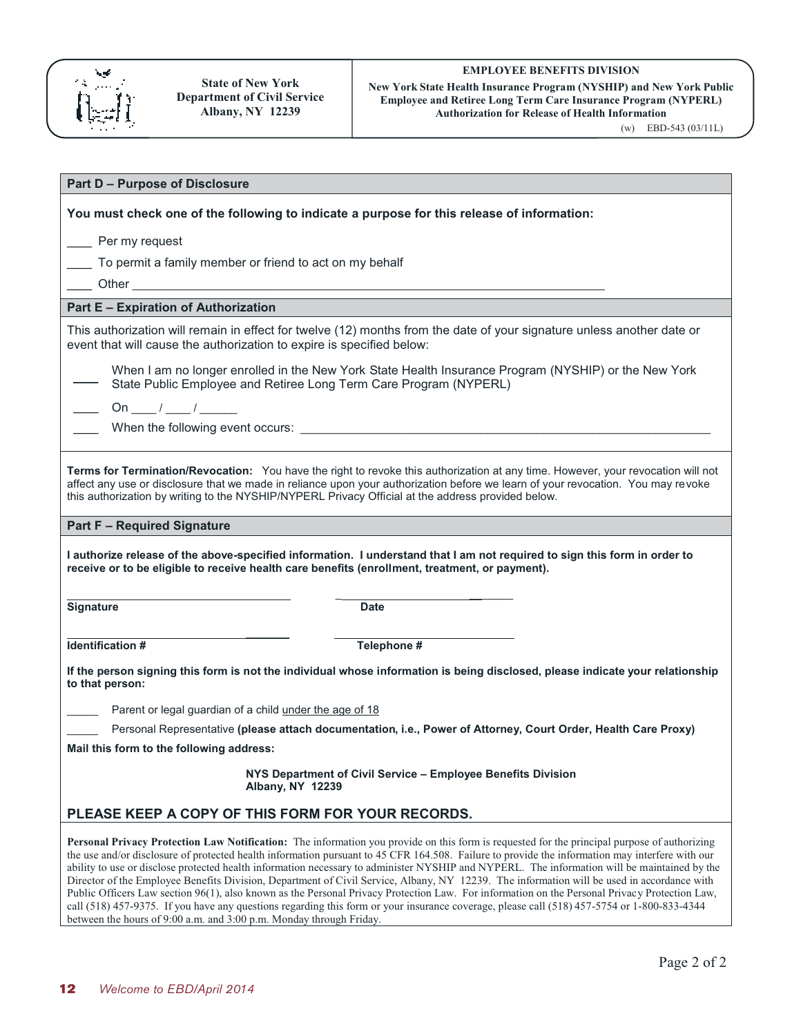State of New York
Department of Civil Service
Albany, NY 12239

**EMPLOYEE BENEFITS DIVISION**

**New York State Health Insurance Program (NYSHIP) and New York Public Employee and Retiree Long Term Care Insurance Program (NYPERL)**
**Authorization for Release of Health Information**

(w) EBD-543 (03/11L)

## Part D – Purpose of Disclosure

**You must check one of the following to indicate a purpose for this release of information:**

____ Per my request

____ To permit a family member or friend to act on my behalf

____ Other ____________________________________________________________

## Part E – Expiration of Authorization

This authorization will remain in effect for twelve (12) months from the date of your signature unless another date or event that will cause the authorization to expire is specified below:

____ When I am no longer enrolled in the New York State Health Insurance Program (NYSHIP) or the New York State Public Employee and Retiree Long Term Care Program (NYPERL)

____ On ____ / ____ / ______

____ When the following event occurs: ____________________________________________________________

**Terms for Termination/Revocation:** You have the right to revoke this authorization at any time. However, your revocation will not affect any use or disclosure that we made in reliance upon your authorization before we learn of your revocation. You may revoke this authorization by writing to the NYSHIP/NYPERL Privacy Official at the address provided below.

## Part F – Required Signature

**I authorize release of the above-specified information. I understand that I am not required to sign this form in order to receive or to be eligible to receive health care benefits (enrollment, treatment, or payment).**

______________________________ ______________________________
**Signature** **Date**

______________________________ ______________________________
**Identification #** **Telephone #**

**If the person signing this form is not the individual whose information is being disclosed, please indicate your relationship to that person:**

_____ Parent or legal guardian of a child under the age of 18

_____ Personal Representative **(please attach documentation, i.e., Power of Attorney, Court Order, Health Care Proxy)**

**Mail this form to the following address:**

**NYS Department of Civil Service – Employee Benefits Division**
**Albany, NY 12239**

## PLEASE KEEP A COPY OF THIS FORM FOR YOUR RECORDS.

**Personal Privacy Protection Law Notification:** The information you provide on this form is requested for the principal purpose of authorizing the use and/or disclosure of protected health information pursuant to 45 CFR 164.508. Failure to provide the information may interfere with our ability to use or disclose protected health information necessary to administer NYSHIP and NYPERL. The information will be maintained by the Director of the Employee Benefits Division, Department of Civil Service, Albany, NY 12239. The information will be used in accordance with Public Officers Law section 96(1), also known as the Personal Privacy Protection Law. For information on the Personal Privacy Protection Law, call (518) 457-9375. If you have any questions regarding this form or your insurance coverage, please call (518) 457-5754 or 1-800-833-4344 between the hours of 9:00 a.m. and 3:00 p.m. Monday through Friday.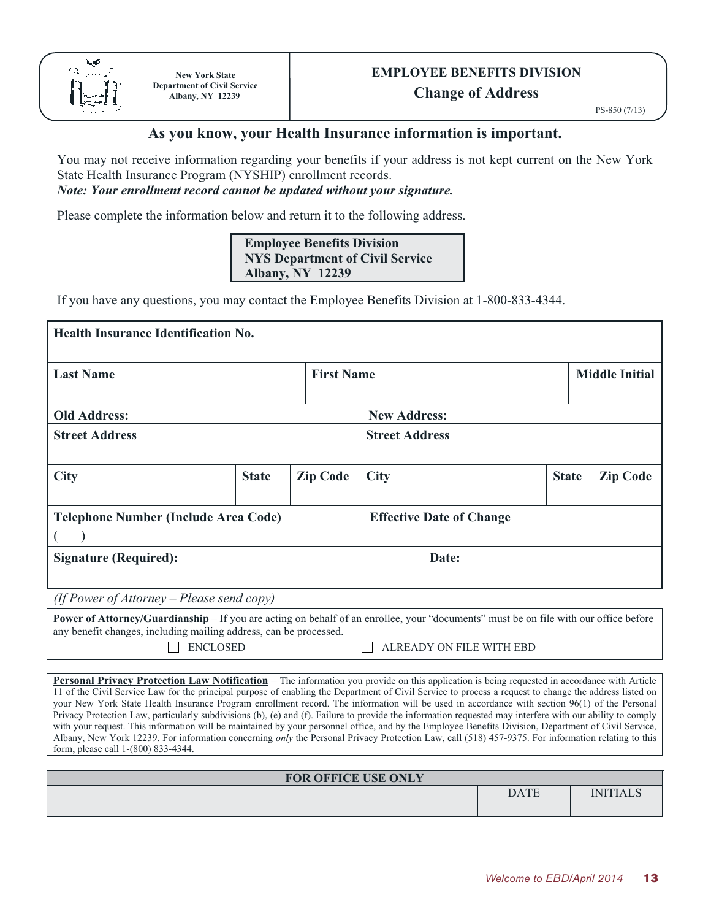New York State
Department of Civil Service
Albany, NY 12239

**EMPLOYEE BENEFITS DIVISION**

# Change of Address

PS-850 (7/13)

## As you know, your Health Insurance information is important.

You may not receive information regarding your benefits if your address is not kept current on the New York State Health Insurance Program (NYSHIP) enrollment records.

***Note: Your enrollment record cannot be updated without your signature.***

Please complete the information below and return it to the following address.

**Employee Benefits Division**
**NYS Department of Civil Service**
**Albany, NY 12239**

If you have any questions, you may contact the Employee Benefits Division at 1-800-833-4344.

| **Health Insurance Identification No.** | | | | | |
|---|---|---|---|---|---|
| **Last Name** | | **First Name** | | | **Middle Initial** |
| **Old Address:** | | | **New Address:** | | |
| **Street Address** | | | **Street Address** | | |
| **City** | **State** | **Zip Code** | **City** | **State** | **Zip Code** |
| **Telephone Number (Include Area Code)** ( ) | | | **Effective Date of Change** | | |
| **Signature (Required):** | | | **Date:** | | |

*(If Power of Attorney – Please send copy)*

**Power of Attorney/Guardianship** – If you are acting on behalf of an enrollee, your "documents" must be on file with our office before any benefit changes, including mailing address, can be processed.

☐ ENCLOSED ☐ ALREADY ON FILE WITH EBD

**Personal Privacy Protection Law Notification** – The information you provide on this application is being requested in accordance with Article 11 of the Civil Service Law for the principal purpose of enabling the Department of Civil Service to process a request to change the address listed on your New York State Health Insurance Program enrollment record. The information will be used in accordance with section 96(1) of the Personal Privacy Protection Law, particularly subdivisions (b), (e) and (f). Failure to provide the information requested may interfere with our ability to comply with your request. This information will be maintained by your personnel office, and by the Employee Benefits Division, Department of Civil Service, Albany, New York 12239. For information concerning *only* the Personal Privacy Protection Law, call (518) 457-9375. For information relating to this form, please call 1-(800) 833-4344.

| FOR OFFICE USE ONLY | DATE | INITIALS |
|---|---|---|
| | | |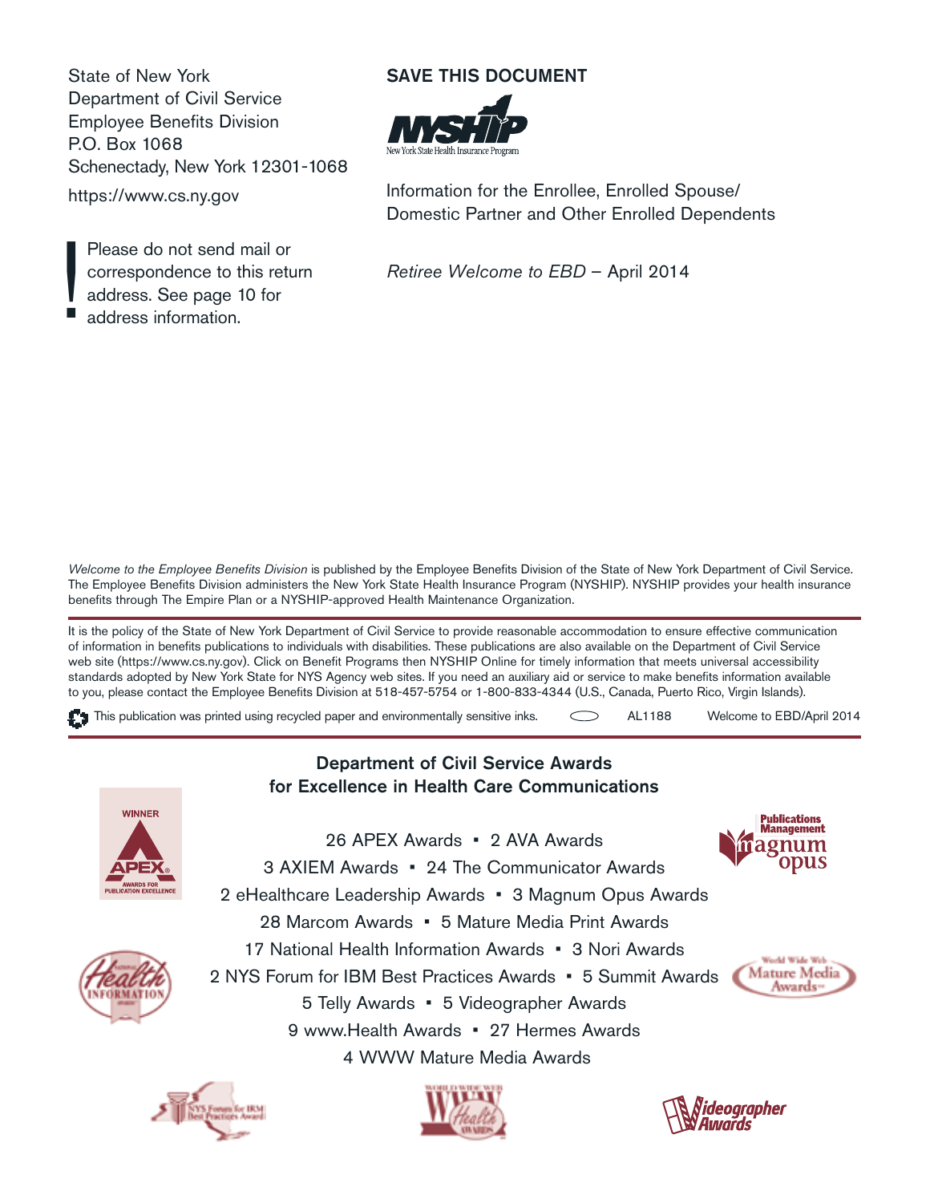State of New York
Department of Civil Service
Employee Benefits Division
P.O. Box 1068
Schenectady, New York 12301-1068

https://www.cs.ny.gov

! Please do not send mail or correspondence to this return address. See page 10 for address information.

**SAVE THIS DOCUMENT**

NYSHIP
New York State Health Insurance Program

Information for the Enrollee, Enrolled Spouse/Domestic Partner and Other Enrolled Dependents

*Retiree Welcome to EBD* – April 2014

*Welcome to the Employee Benefits Division* is published by the Employee Benefits Division of the State of New York Department of Civil Service. The Employee Benefits Division administers the New York State Health Insurance Program (NYSHIP). NYSHIP provides your health insurance benefits through The Empire Plan or a NYSHIP-approved Health Maintenance Organization.

It is the policy of the State of New York Department of Civil Service to provide reasonable accommodation to ensure effective communication of information in benefits publications to individuals with disabilities. These publications are also available on the Department of Civil Service web site (https://www.cs.ny.gov). Click on Benefit Programs then NYSHIP Online for timely information that meets universal accessibility standards adopted by New York State for NYS Agency web sites. If you need an auxiliary aid or service to make benefits information available to you, please contact the Employee Benefits Division at 518-457-5754 or 1-800-833-4344 (U.S., Canada, Puerto Rico, Virgin Islands).

This publication was printed using recycled paper and environmentally sensitive inks. AL1188 Welcome to EBD/April 2014

**Department of Civil Service Awards for Excellence in Health Care Communications**

26 APEX Awards ▪ 2 AVA Awards
3 AXIEM Awards ▪ 24 The Communicator Awards
2 eHealthcare Leadership Awards ▪ 3 Magnum Opus Awards
28 Marcom Awards ▪ 5 Mature Media Print Awards
17 National Health Information Awards ▪ 3 Nori Awards
2 NYS Forum for IBM Best Practices Awards ▪ 5 Summit Awards
5 Telly Awards ▪ 5 Videographer Awards
9 www.Health Awards ▪ 27 Hermes Awards
4 WWW Mature Media Awards